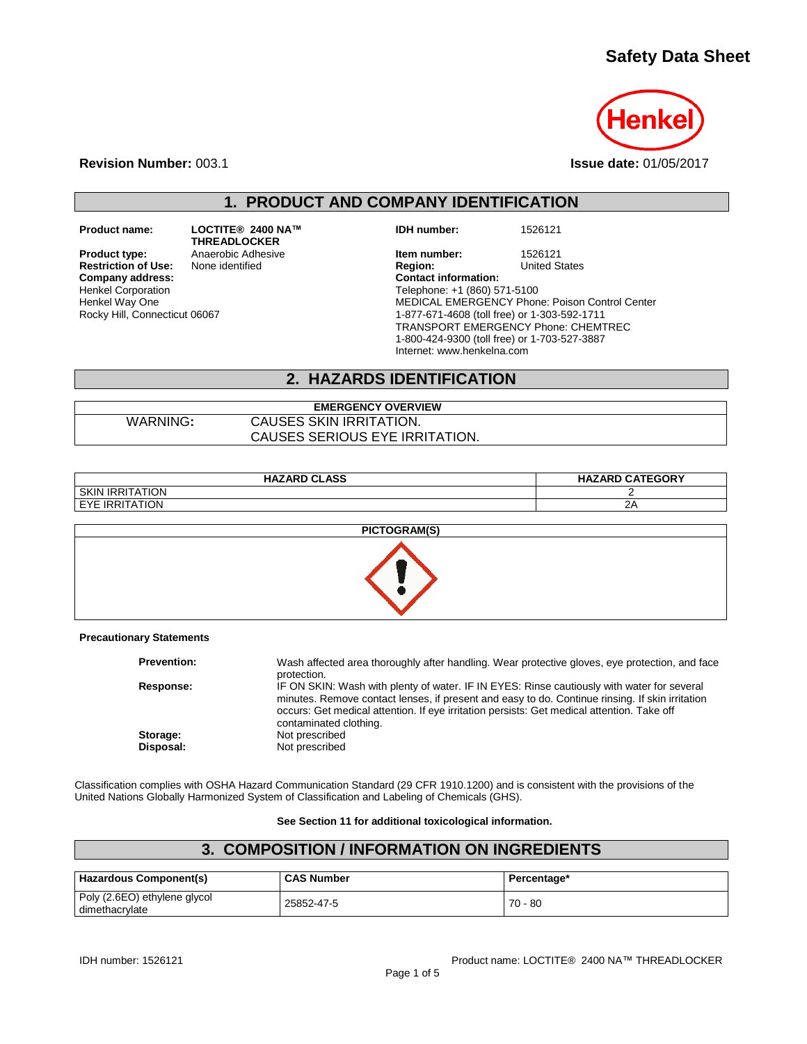# Safety Data Sheet

**Revision Number:** 003.1

**Issue date:** 01/05/2017

## 1. PRODUCT AND COMPANY IDENTIFICATION

**Product name:** LOCTITE® 2400 NA™ THREADLOCKER

**Product type:** Anaerobic Adhesive

**Restriction of Use:** None identified

**Company address:**
Henkel Corporation
Henkel Way One
Rocky Hill, Connecticut 06067

**IDH number:** 1526121

**Item number:** 1526121

**Region:** United States

**Contact information:**
Telephone: +1 (860) 571-5100
MEDICAL EMERGENCY Phone: Poison Control Center
1-877-671-4608 (toll free) or 1-303-592-1711
TRANSPORT EMERGENCY Phone: CHEMTREC
1-800-424-9300 (toll free) or 1-703-527-3887
Internet: www.henkelna.com

## 2. HAZARDS IDENTIFICATION

| EMERGENCY OVERVIEW | |
|---|---|
| WARNING: | CAUSES SKIN IRRITATION.<br>CAUSES SERIOUS EYE IRRITATION. |

| HAZARD CLASS | HAZARD CATEGORY |
|---|---|
| SKIN IRRITATION | 2 |
| EYE IRRITATION | 2A |

**PICTOGRAM(S)**

**Precautionary Statements**

**Prevention:** Wash affected area thoroughly after handling. Wear protective gloves, eye protection, and face protection.

**Response:** IF ON SKIN: Wash with plenty of water. IF IN EYES: Rinse cautiously with water for several minutes. Remove contact lenses, if present and easy to do. Continue rinsing. If skin irritation occurs: Get medical attention. If eye irritation persists: Get medical attention. Take off contaminated clothing.

**Storage:** Not prescribed

**Disposal:** Not prescribed

Classification complies with OSHA Hazard Communication Standard (29 CFR 1910.1200) and is consistent with the provisions of the United Nations Globally Harmonized System of Classification and Labeling of Chemicals (GHS).

**See Section 11 for additional toxicological information.**

## 3. COMPOSITION / INFORMATION ON INGREDIENTS

| Hazardous Component(s) | CAS Number | Percentage* |
|---|---|---|
| Poly (2.6EO) ethylene glycol dimethacrylate | 25852-47-5 | 70 - 80 |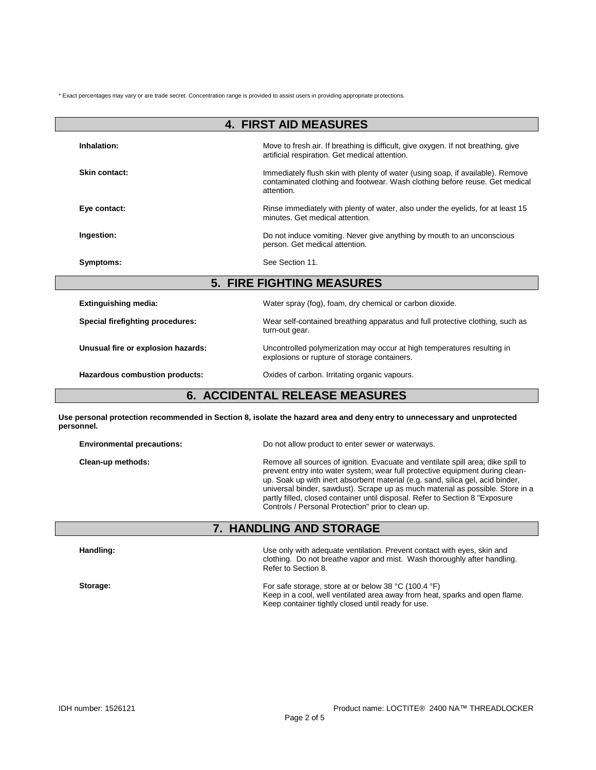\* Exact percentages may vary or are trade secret. Concentration range is provided to assist users in providing appropriate protections.

## 4. FIRST AID MEASURES

**Inhalation:** Move to fresh air. If breathing is difficult, give oxygen. If not breathing, give artificial respiration. Get medical attention.

**Skin contact:** Immediately flush skin with plenty of water (using soap, if available). Remove contaminated clothing and footwear. Wash clothing before reuse. Get medical attention.

**Eye contact:** Rinse immediately with plenty of water, also under the eyelids, for at least 15 minutes. Get medical attention.

**Ingestion:** Do not induce vomiting. Never give anything by mouth to an unconscious person. Get medical attention.

**Symptoms:** See Section 11.

## 5. FIRE FIGHTING MEASURES

**Extinguishing media:** Water spray (fog), foam, dry chemical or carbon dioxide.

**Special firefighting procedures:** Wear self-contained breathing apparatus and full protective clothing, such as turn-out gear.

**Unusual fire or explosion hazards:** Uncontrolled polymerization may occur at high temperatures resulting in explosions or rupture of storage containers.

**Hazardous combustion products:** Oxides of carbon. Irritating organic vapours.

## 6. ACCIDENTAL RELEASE MEASURES

**Use personal protection recommended in Section 8, isolate the hazard area and deny entry to unnecessary and unprotected personnel.**

**Environmental precautions:** Do not allow product to enter sewer or waterways.

**Clean-up methods:** Remove all sources of ignition. Evacuate and ventilate spill area; dike spill to prevent entry into water system; wear full protective equipment during clean-up. Soak up with inert absorbent material (e.g. sand, silica gel, acid binder, universal binder, sawdust). Scrape up as much material as possible. Store in a partly filled, closed container until disposal. Refer to Section 8 "Exposure Controls / Personal Protection" prior to clean up.

## 7. HANDLING AND STORAGE

**Handling:** Use only with adequate ventilation. Prevent contact with eyes, skin and clothing. Do not breathe vapor and mist. Wash thoroughly after handling. Refer to Section 8.

**Storage:** For safe storage, store at or below 38 °C (100.4 °F)
Keep in a cool, well ventilated area away from heat, sparks and open flame. Keep container tightly closed until ready for use.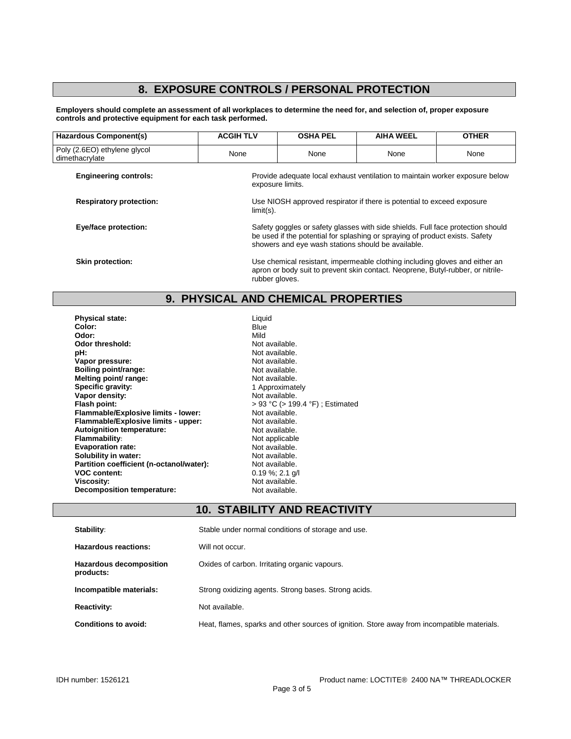## 8. EXPOSURE CONTROLS / PERSONAL PROTECTION

**Employers should complete an assessment of all workplaces to determine the need for, and selection of, proper exposure controls and protective equipment for each task performed.**

| Hazardous Component(s) | ACGIH TLV | OSHA PEL | AIHA WEEL | OTHER |
|---|---|---|---|---|
| Poly (2.6EO) ethylene glycol dimethacrylate | None | None | None | None |

**Engineering controls:** Provide adequate local exhaust ventilation to maintain worker exposure below exposure limits.

**Respiratory protection:** Use NIOSH approved respirator if there is potential to exceed exposure limit(s).

**Eye/face protection:** Safety goggles or safety glasses with side shields. Full face protection should be used if the potential for splashing or spraying of product exists. Safety showers and eye wash stations should be available.

**Skin protection:** Use chemical resistant, impermeable clothing including gloves and either an apron or body suit to prevent skin contact. Neoprene, Butyl-rubber, or nitrile-rubber gloves.

## 9. PHYSICAL AND CHEMICAL PROPERTIES

| | |
|---|---|
| **Physical state:** | Liquid |
| **Color:** | Blue |
| **Odor:** | Mild |
| **Odor threshold:** | Not available. |
| **pH:** | Not available. |
| **Vapor pressure:** | Not available. |
| **Boiling point/range:** | Not available. |
| **Melting point/ range:** | Not available. |
| **Specific gravity:** | 1 Approximately |
| **Vapor density:** | Not available. |
| **Flash point:** | > 93 °C (> 199.4 °F) ; Estimated |
| **Flammable/Explosive limits - lower:** | Not available. |
| **Flammable/Explosive limits - upper:** | Not available. |
| **Autoignition temperature:** | Not available. |
| **Flammability:** | Not applicable |
| **Evaporation rate:** | Not available. |
| **Solubility in water:** | Not available. |
| **Partition coefficient (n-octanol/water):** | Not available. |
| **VOC content:** | 0.19 %; 2.1 g/l |
| **Viscosity:** | Not available. |
| **Decomposition temperature:** | Not available. |

## 10. STABILITY AND REACTIVITY

**Stability:** Stable under normal conditions of storage and use.

**Hazardous reactions:** Will not occur.

**Hazardous decomposition products:** Oxides of carbon. Irritating organic vapours.

**Incompatible materials:** Strong oxidizing agents. Strong bases. Strong acids.

**Reactivity:** Not available.

**Conditions to avoid:** Heat, flames, sparks and other sources of ignition. Store away from incompatible materials.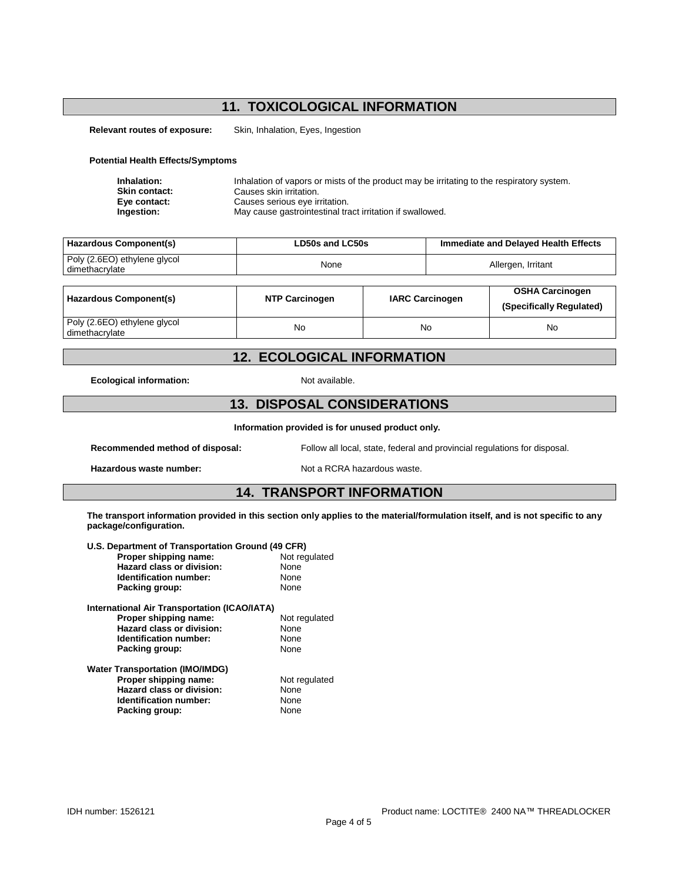## 11. TOXICOLOGICAL INFORMATION

**Relevant routes of exposure:** Skin, Inhalation, Eyes, Ingestion

**Potential Health Effects/Symptoms**

**Inhalation:** Inhalation of vapors or mists of the product may be irritating to the respiratory system.
**Skin contact:** Causes skin irritation.
**Eye contact:** Causes serious eye irritation.
**Ingestion:** May cause gastrointestinal tract irritation if swallowed.

| Hazardous Component(s) | LD50s and LC50s | Immediate and Delayed Health Effects |
|---|---|---|
| Poly (2.6EO) ethylene glycol dimethacrylate | None | Allergen, Irritant |

| Hazardous Component(s) | NTP Carcinogen | IARC Carcinogen | OSHA Carcinogen (Specifically Regulated) |
|---|---|---|---|
| Poly (2.6EO) ethylene glycol dimethacrylate | No | No | No |

## 12. ECOLOGICAL INFORMATION

**Ecological information:** Not available.

## 13. DISPOSAL CONSIDERATIONS

**Information provided is for unused product only.**

**Recommended method of disposal:** Follow all local, state, federal and provincial regulations for disposal.

**Hazardous waste number:** Not a RCRA hazardous waste.

## 14. TRANSPORT INFORMATION

**The transport information provided in this section only applies to the material/formulation itself, and is not specific to any package/configuration.**

**U.S. Department of Transportation Ground (49 CFR)**
- **Proper shipping name:** Not regulated
- **Hazard class or division:** None
- **Identification number:** None
- **Packing group:** None

**International Air Transportation (ICAO/IATA)**
- **Proper shipping name:** Not regulated
- **Hazard class or division:** None
- **Identification number:** None
- **Packing group:** None

**Water Transportation (IMO/IMDG)**
- **Proper shipping name:** Not regulated
- **Hazard class or division:** None
- **Identification number:** None
- **Packing group:** None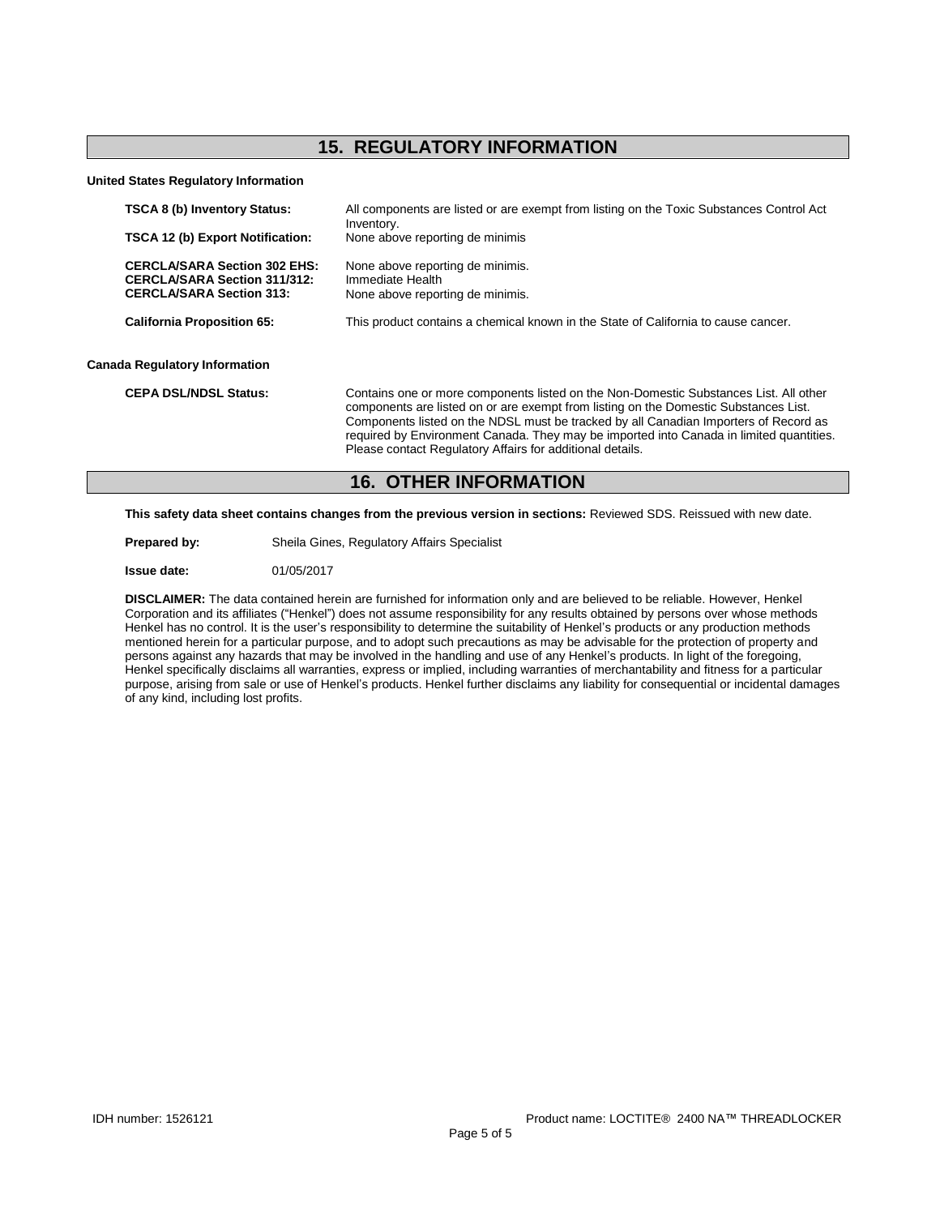## 15. REGULATORY INFORMATION

**United States Regulatory Information**

| | |
|---|---|
| **TSCA 8 (b) Inventory Status:** | All components are listed or are exempt from listing on the Toxic Substances Control Act Inventory. |
| **TSCA 12 (b) Export Notification:** | None above reporting de minimis |
| **CERCLA/SARA Section 302 EHS:** | None above reporting de minimis. |
| **CERCLA/SARA Section 311/312:** | Immediate Health |
| **CERCLA/SARA Section 313:** | None above reporting de minimis. |
| **California Proposition 65:** | This product contains a chemical known in the State of California to cause cancer. |

**Canada Regulatory Information**

| | |
|---|---|
| **CEPA DSL/NDSL Status:** | Contains one or more components listed on the Non-Domestic Substances List. All other components are listed on or are exempt from listing on the Domestic Substances List. Components listed on the NDSL must be tracked by all Canadian Importers of Record as required by Environment Canada. They may be imported into Canada in limited quantities. Please contact Regulatory Affairs for additional details. |

## 16. OTHER INFORMATION

**This safety data sheet contains changes from the previous version in sections:** Reviewed SDS. Reissued with new date.

**Prepared by:** Sheila Gines, Regulatory Affairs Specialist

**Issue date:** 01/05/2017

**DISCLAIMER:** The data contained herein are furnished for information only and are believed to be reliable. However, Henkel Corporation and its affiliates ("Henkel") does not assume responsibility for any results obtained by persons over whose methods Henkel has no control. It is the user's responsibility to determine the suitability of Henkel's products or any production methods mentioned herein for a particular purpose, and to adopt such precautions as may be advisable for the protection of property and persons against any hazards that may be involved in the handling and use of any Henkel's products. In light of the foregoing, Henkel specifically disclaims all warranties, express or implied, including warranties of merchantability and fitness for a particular purpose, arising from sale or use of Henkel's products. Henkel further disclaims any liability for consequential or incidental damages of any kind, including lost profits.

IDH number: 1526121 Product name: LOCTITE® 2400 NA™ THREADLOCKER